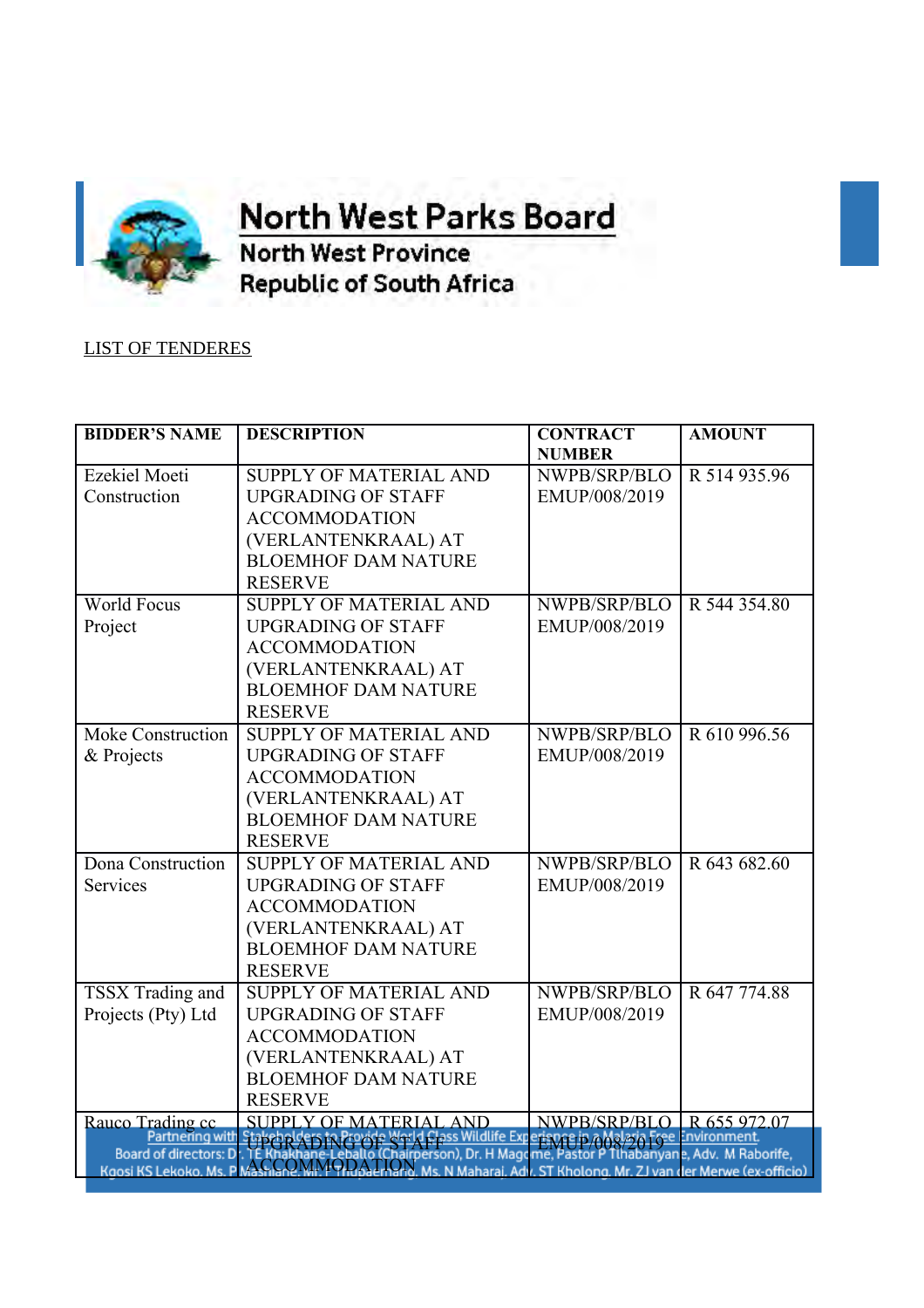# North West Parks Board

**North West Province**
**Republic of South Africa**

LIST OF TENDERES

| BIDDER'S NAME | DESCRIPTION | CONTRACT NUMBER | AMOUNT |
|---|---|---|---|
| Ezekiel Moeti Construction | SUPPLY OF MATERIAL AND UPGRADING OF STAFF ACCOMMODATION (VERLANTENKRAAL) AT BLOEMHOF DAM NATURE RESERVE | NWPB/SRP/BLOEMUP/008/2019 | R 514 935.96 |
| World Focus Project | SUPPLY OF MATERIAL AND UPGRADING OF STAFF ACCOMMODATION (VERLANTENKRAAL) AT BLOEMHOF DAM NATURE RESERVE | NWPB/SRP/BLOEMUP/008/2019 | R 544 354.80 |
| Moke Construction & Projects | SUPPLY OF MATERIAL AND UPGRADING OF STAFF ACCOMMODATION (VERLANTENKRAAL) AT BLOEMHOF DAM NATURE RESERVE | NWPB/SRP/BLOEMUP/008/2019 | R 610 996.56 |
| Dona Construction Services | SUPPLY OF MATERIAL AND UPGRADING OF STAFF ACCOMMODATION (VERLANTENKRAAL) AT BLOEMHOF DAM NATURE RESERVE | NWPB/SRP/BLOEMUP/008/2019 | R 643 682.60 |
| TSSX Trading and Projects (Pty) Ltd | SUPPLY OF MATERIAL AND UPGRADING OF STAFF ACCOMMODATION (VERLANTENKRAAL) AT BLOEMHOF DAM NATURE RESERVE | NWPB/SRP/BLOEMUP/008/2019 | R 647 774.88 |
| Rauco Trading cc | SUPPLY OF MATERIAL AND UPGRADING OF STAFF ACCOMMODATION | NWPB/SRP/BLOEMUP/008/2019 | R 655 972.07 |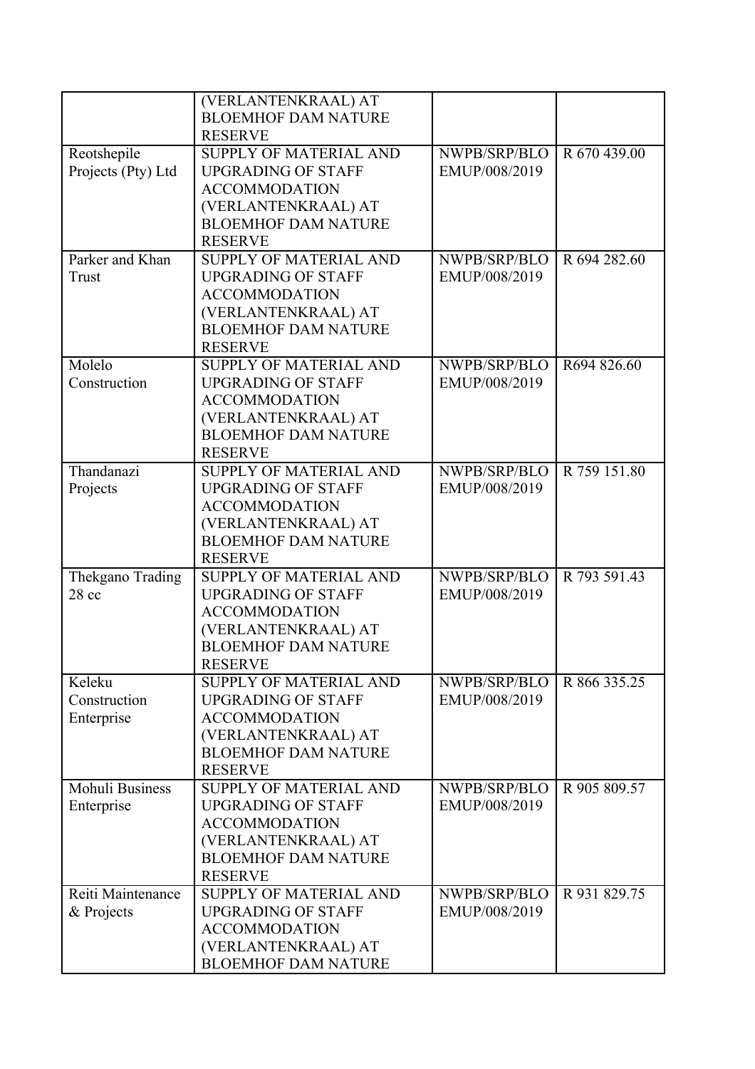| | | | |
|---|---|---|---|
| | (VERLANTENKRAAL) AT BLOEMHOF DAM NATURE RESERVE | | |
| Reotshepile Projects (Pty) Ltd | SUPPLY OF MATERIAL AND UPGRADING OF STAFF ACCOMMODATION (VERLANTENKRAAL) AT BLOEMHOF DAM NATURE RESERVE | NWPB/SRP/BLOEMUP/008/2019 | R 670 439.00 |
| Parker and Khan Trust | SUPPLY OF MATERIAL AND UPGRADING OF STAFF ACCOMMODATION (VERLANTENKRAAL) AT BLOEMHOF DAM NATURE RESERVE | NWPB/SRP/BLOEMUP/008/2019 | R 694 282.60 |
| Molelo Construction | SUPPLY OF MATERIAL AND UPGRADING OF STAFF ACCOMMODATION (VERLANTENKRAAL) AT BLOEMHOF DAM NATURE RESERVE | NWPB/SRP/BLOEMUP/008/2019 | R694 826.60 |
| Thandanazi Projects | SUPPLY OF MATERIAL AND UPGRADING OF STAFF ACCOMMODATION (VERLANTENKRAAL) AT BLOEMHOF DAM NATURE RESERVE | NWPB/SRP/BLOEMUP/008/2019 | R 759 151.80 |
| Thekgano Trading 28 cc | SUPPLY OF MATERIAL AND UPGRADING OF STAFF ACCOMMODATION (VERLANTENKRAAL) AT BLOEMHOF DAM NATURE RESERVE | NWPB/SRP/BLOEMUP/008/2019 | R 793 591.43 |
| Keleku Construction Enterprise | SUPPLY OF MATERIAL AND UPGRADING OF STAFF ACCOMMODATION (VERLANTENKRAAL) AT BLOEMHOF DAM NATURE RESERVE | NWPB/SRP/BLOEMUP/008/2019 | R 866 335.25 |
| Mohuli Business Enterprise | SUPPLY OF MATERIAL AND UPGRADING OF STAFF ACCOMMODATION (VERLANTENKRAAL) AT BLOEMHOF DAM NATURE RESERVE | NWPB/SRP/BLOEMUP/008/2019 | R 905 809.57 |
| Reiti Maintenance & Projects | SUPPLY OF MATERIAL AND UPGRADING OF STAFF ACCOMMODATION (VERLANTENKRAAL) AT BLOEMHOF DAM NATURE | NWPB/SRP/BLOEMUP/008/2019 | R 931 829.75 |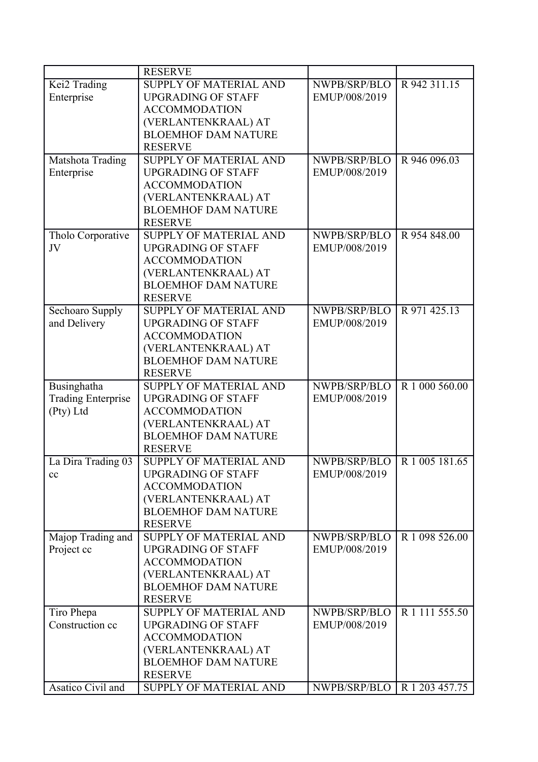| | RESERVE | | |
|---|---|---|---|
| Kei2 Trading Enterprise | SUPPLY OF MATERIAL AND UPGRADING OF STAFF ACCOMMODATION (VERLANTENKRAAL) AT BLOEMHOF DAM NATURE RESERVE | NWPB/SRP/BLOEMUP/008/2019 | R 942 311.15 |
| Matshota Trading Enterprise | SUPPLY OF MATERIAL AND UPGRADING OF STAFF ACCOMMODATION (VERLANTENKRAAL) AT BLOEMHOF DAM NATURE RESERVE | NWPB/SRP/BLOEMUP/008/2019 | R 946 096.03 |
| Tholo Corporative JV | SUPPLY OF MATERIAL AND UPGRADING OF STAFF ACCOMMODATION (VERLANTENKRAAL) AT BLOEMHOF DAM NATURE RESERVE | NWPB/SRP/BLOEMUP/008/2019 | R 954 848.00 |
| Sechoaro Supply and Delivery | SUPPLY OF MATERIAL AND UPGRADING OF STAFF ACCOMMODATION (VERLANTENKRAAL) AT BLOEMHOF DAM NATURE RESERVE | NWPB/SRP/BLOEMUP/008/2019 | R 971 425.13 |
| Businghatha Trading Enterprise (Pty) Ltd | SUPPLY OF MATERIAL AND UPGRADING OF STAFF ACCOMMODATION (VERLANTENKRAAL) AT BLOEMHOF DAM NATURE RESERVE | NWPB/SRP/BLOEMUP/008/2019 | R 1 000 560.00 |
| La Dira Trading 03 cc | SUPPLY OF MATERIAL AND UPGRADING OF STAFF ACCOMMODATION (VERLANTENKRAAL) AT BLOEMHOF DAM NATURE RESERVE | NWPB/SRP/BLOEMUP/008/2019 | R 1 005 181.65 |
| Majop Trading and Project cc | SUPPLY OF MATERIAL AND UPGRADING OF STAFF ACCOMMODATION (VERLANTENKRAAL) AT BLOEMHOF DAM NATURE RESERVE | NWPB/SRP/BLOEMUP/008/2019 | R 1 098 526.00 |
| Tiro Phepa Construction cc | SUPPLY OF MATERIAL AND UPGRADING OF STAFF ACCOMMODATION (VERLANTENKRAAL) AT BLOEMHOF DAM NATURE RESERVE | NWPB/SRP/BLOEMUP/008/2019 | R 1 111 555.50 |
| Asatico Civil and | SUPPLY OF MATERIAL AND | NWPB/SRP/BLO | R 1 203 457.75 |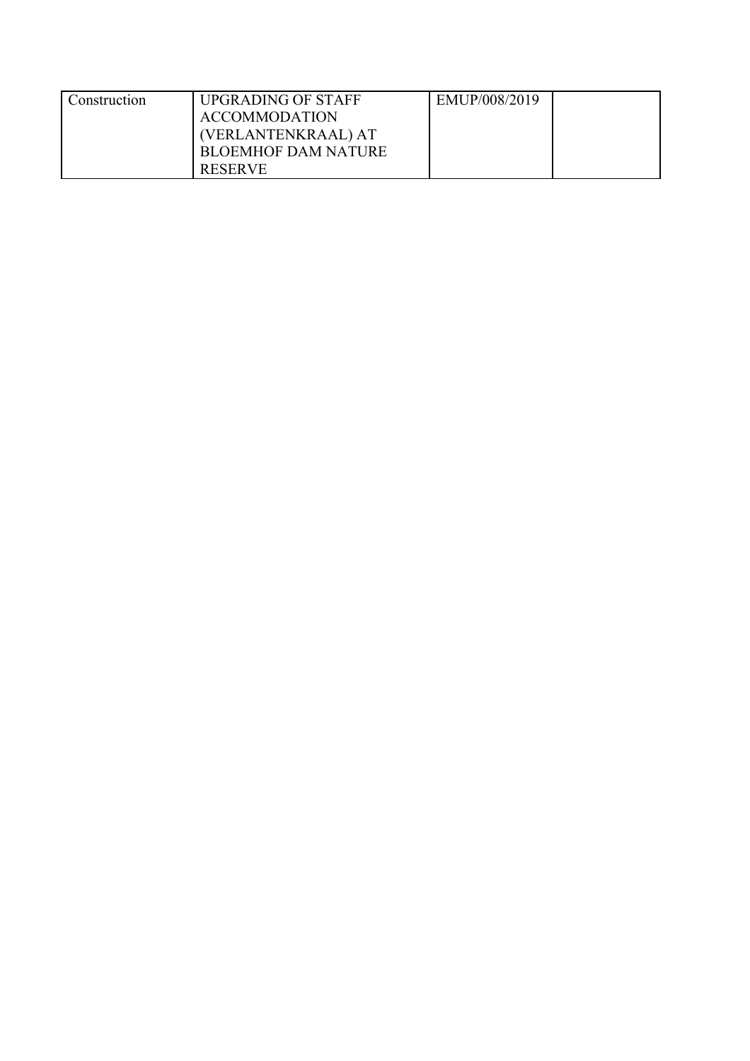| | | | |
|---|---|---|---|
| Construction | UPGRADING OF STAFF ACCOMMODATION (VERLANTENKRAAL) AT BLOEMHOF DAM NATURE RESERVE | EMUP/008/2019 | |